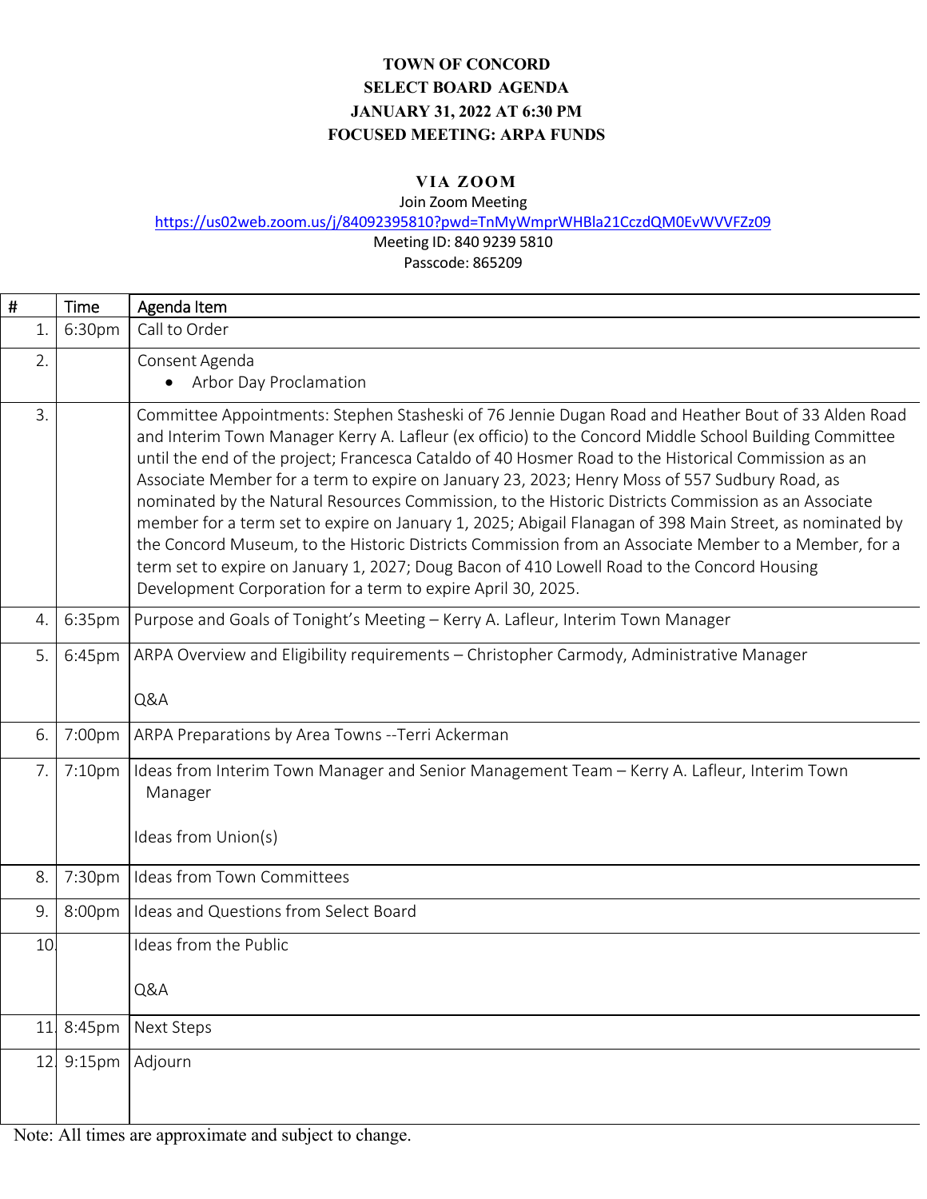# TOWN OF CONCORD
## SELECT BOARD AGENDA
## JANUARY 31, 2022 AT 6:30 PM
## FOCUSED MEETING: ARPA FUNDS

**VIA ZOOM**

Join Zoom Meeting
https://us02web.zoom.us/j/84092395810?pwd=TnMyWmprWHBla21CczdQM0EvWVVFZz09
Meeting ID: 840 9239 5810
Passcode: 865209

| # | Time | Agenda Item |
|---|---|---|
| 1. | 6:30pm | Call to Order |
| 2. | | Consent Agenda<br>• Arbor Day Proclamation |
| 3. | | Committee Appointments: Stephen Stasheski of 76 Jennie Dugan Road and Heather Bout of 33 Alden Road and Interim Town Manager Kerry A. Lafleur (ex officio) to the Concord Middle School Building Committee until the end of the project; Francesca Cataldo of 40 Hosmer Road to the Historical Commission as an Associate Member for a term to expire on January 23, 2023; Henry Moss of 557 Sudbury Road, as nominated by the Natural Resources Commission, to the Historic Districts Commission as an Associate member for a term set to expire on January 1, 2025; Abigail Flanagan of 398 Main Street, as nominated by the Concord Museum, to the Historic Districts Commission from an Associate Member to a Member, for a term set to expire on January 1, 2027; Doug Bacon of 410 Lowell Road to the Concord Housing Development Corporation for a term to expire April 30, 2025. |
| 4. | 6:35pm | Purpose and Goals of Tonight's Meeting – Kerry A. Lafleur, Interim Town Manager |
| 5. | 6:45pm | ARPA Overview and Eligibility requirements – Christopher Carmody, Administrative Manager<br><br>Q&A |
| 6. | 7:00pm | ARPA Preparations by Area Towns --Terri Ackerman |
| 7. | 7:10pm | Ideas from Interim Town Manager and Senior Management Team – Kerry A. Lafleur, Interim Town Manager<br><br>Ideas from Union(s) |
| 8. | 7:30pm | Ideas from Town Committees |
| 9. | 8:00pm | Ideas and Questions from Select Board |
| 10. | | Ideas from the Public<br><br>Q&A |
| 11. | 8:45pm | Next Steps |
| 12. | 9:15pm | Adjourn |

Note: All times are approximate and subject to change.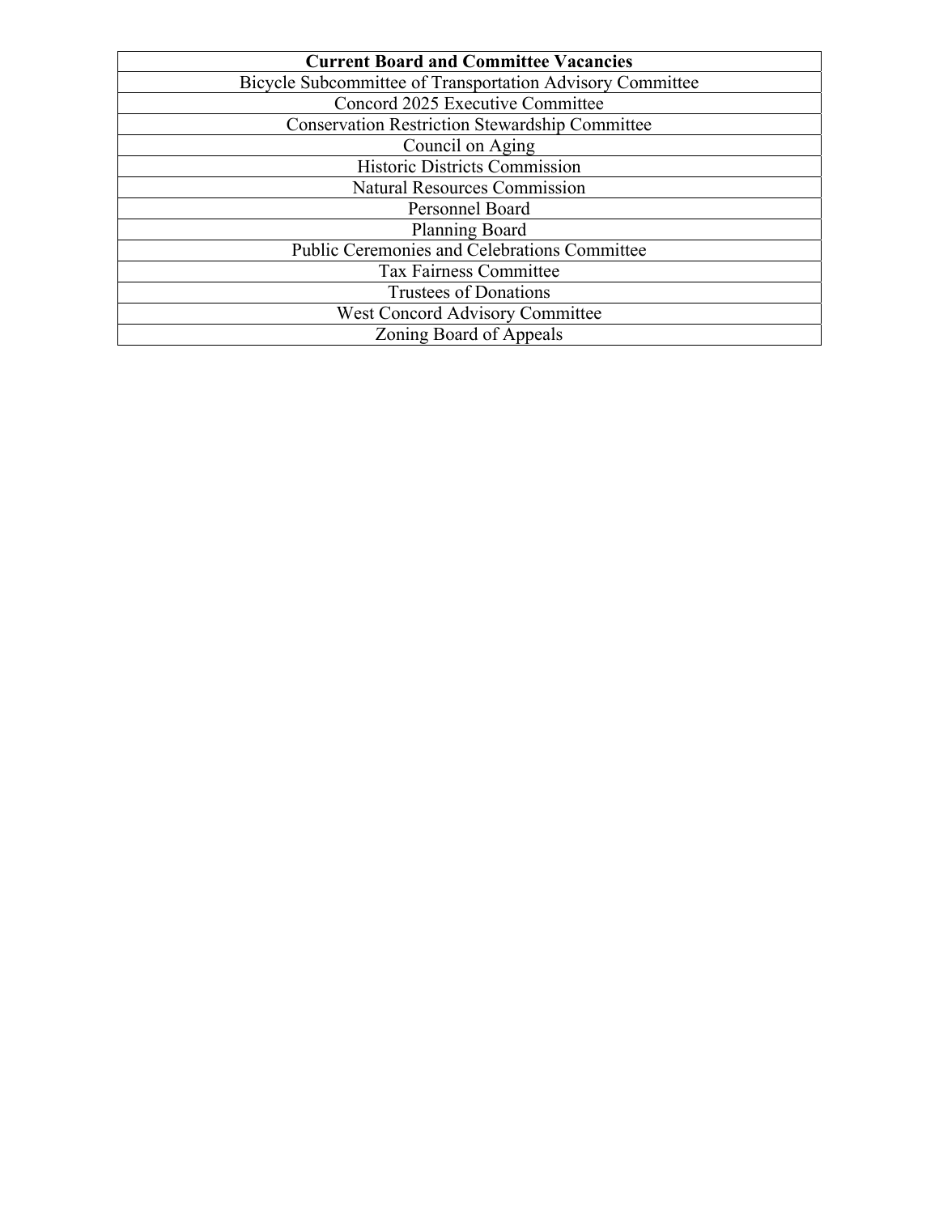| Current Board and Committee Vacancies |
| --- |
| Bicycle Subcommittee of Transportation Advisory Committee |
| Concord 2025 Executive Committee |
| Conservation Restriction Stewardship Committee |
| Council on Aging |
| Historic Districts Commission |
| Natural Resources Commission |
| Personnel Board |
| Planning Board |
| Public Ceremonies and Celebrations Committee |
| Tax Fairness Committee |
| Trustees of Donations |
| West Concord Advisory Committee |
| Zoning Board of Appeals |